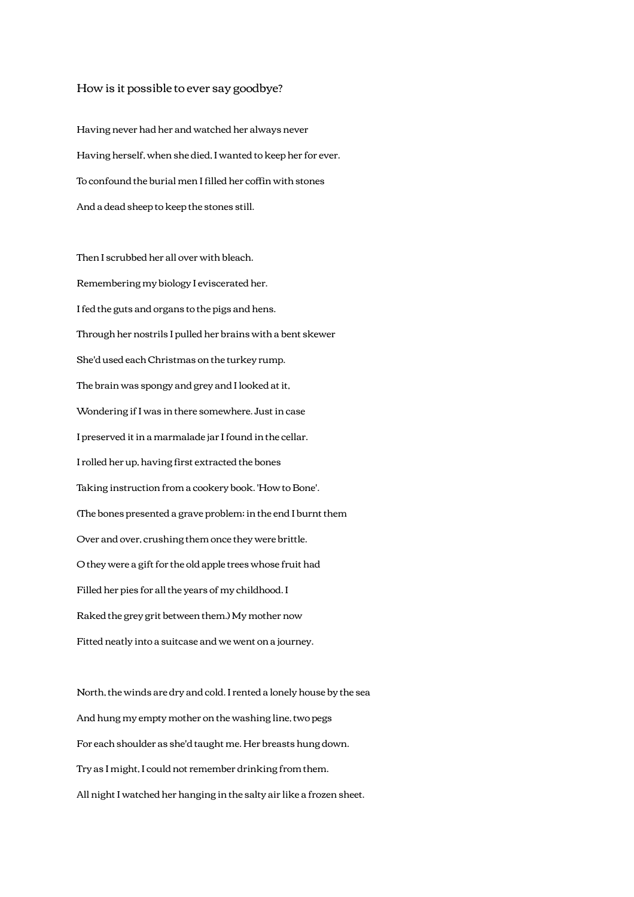How is it possible to ever say goodbye?

Having never had her and watched her always never

Having herself, when she died, I wanted to keep her for ever.

To confound the burial men I filled her coffin with stones

And a dead sheep to keep the stones still.

Then I scrubbed her all over with bleach.

Remembering my biology I eviscerated her.

I fed the guts and organs to the pigs and hens.

Through her nostrils I pulled her brains with a bent skewer

She'd used each Christmas on the turkey rump.

The brain was spongy and grey and I looked at it,

Wondering if I was in there somewhere. Just in case

I preserved it in a marmalade jar I found in the cellar.

I rolled her up, having first extracted the bones

Taking instruction from a cookery book. 'How to Bone'.

(The bones presented a grave problem: in the end I burnt them

Over and over, crushing them once they were brittle.

O they were a gift for the old apple trees whose fruit had

Filled her pies for all the years of my childhood. I

Raked the grey grit between them.) My mother now

Fitted neatly into a suitcase and we went on a journey.

North, the winds are dry and cold. I rented a lonely house by the sea

And hung my empty mother on the washing line, two pegs

For each shoulder as she'd taught me. Her breasts hung down.

Try as I might, I could not remember drinking from them.

All night I watched her hanging in the salty air like a frozen sheet.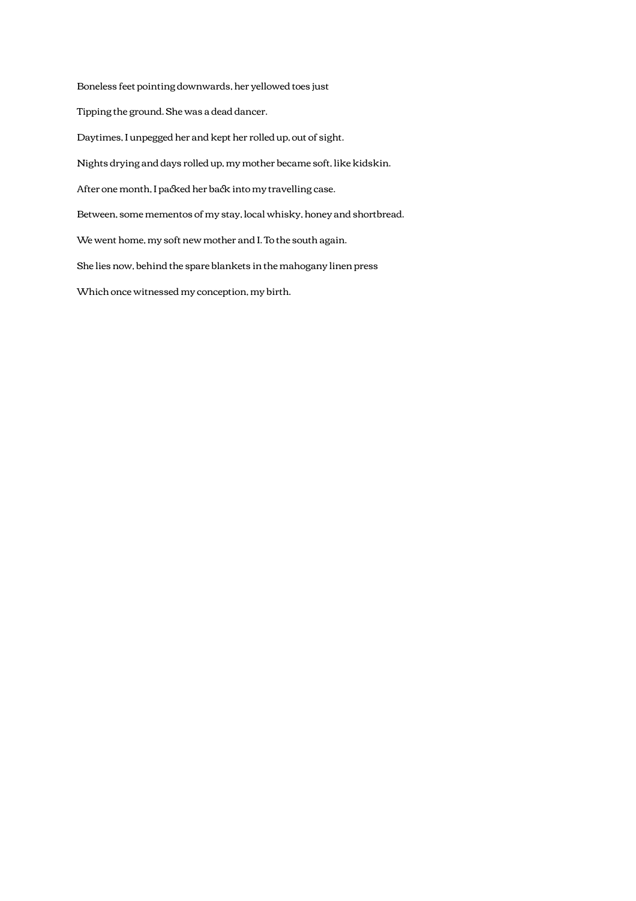Boneless feet pointing downwards, her yellowed toes just

Tipping the ground. She was a dead dancer.

Daytimes, I unpegged her and kept her rolled up, out of sight.

Nights drying and days rolled up, my mother became soft, like kidskin.

After one month, I packed her back into my travelling case.

Between, some mementos of my stay, local whisky, honey and shortbread.

We went home, my soft new mother and I. To the south again.

She lies now, behind the spare blankets in the mahogany linen press

Which once witnessed my conception, my birth.